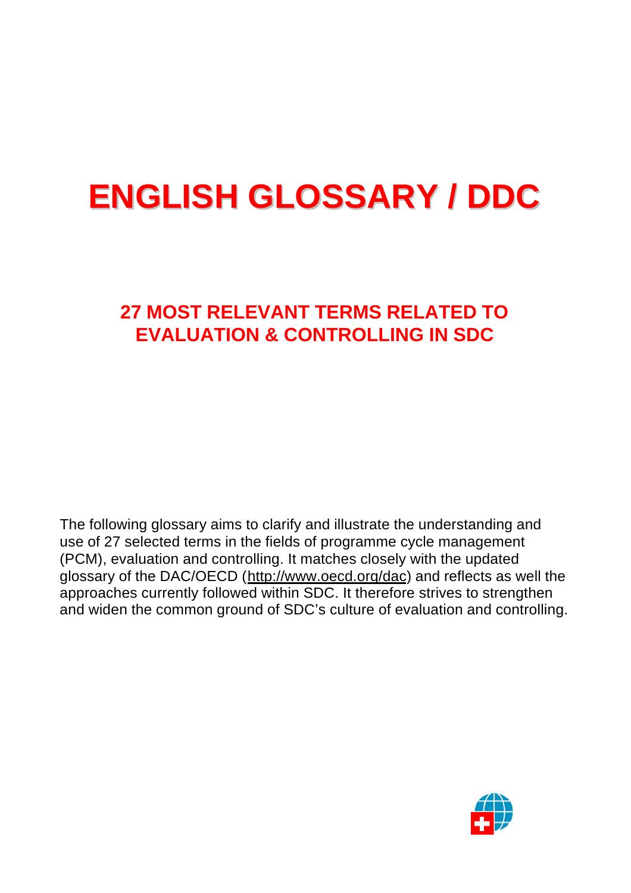# ENGLISH GLOSSARY / DDC

## 27 MOST RELEVANT TERMS RELATED TO EVALUATION & CONTROLLING IN SDC

The following glossary aims to clarify and illustrate the understanding and use of 27 selected terms in the fields of programme cycle management (PCM), evaluation and controlling. It matches closely with the updated glossary of the DAC/OECD (http://www.oecd.org/dac) and reflects as well the approaches currently followed within SDC. It therefore strives to strengthen and widen the common ground of SDC's culture of evaluation and controlling.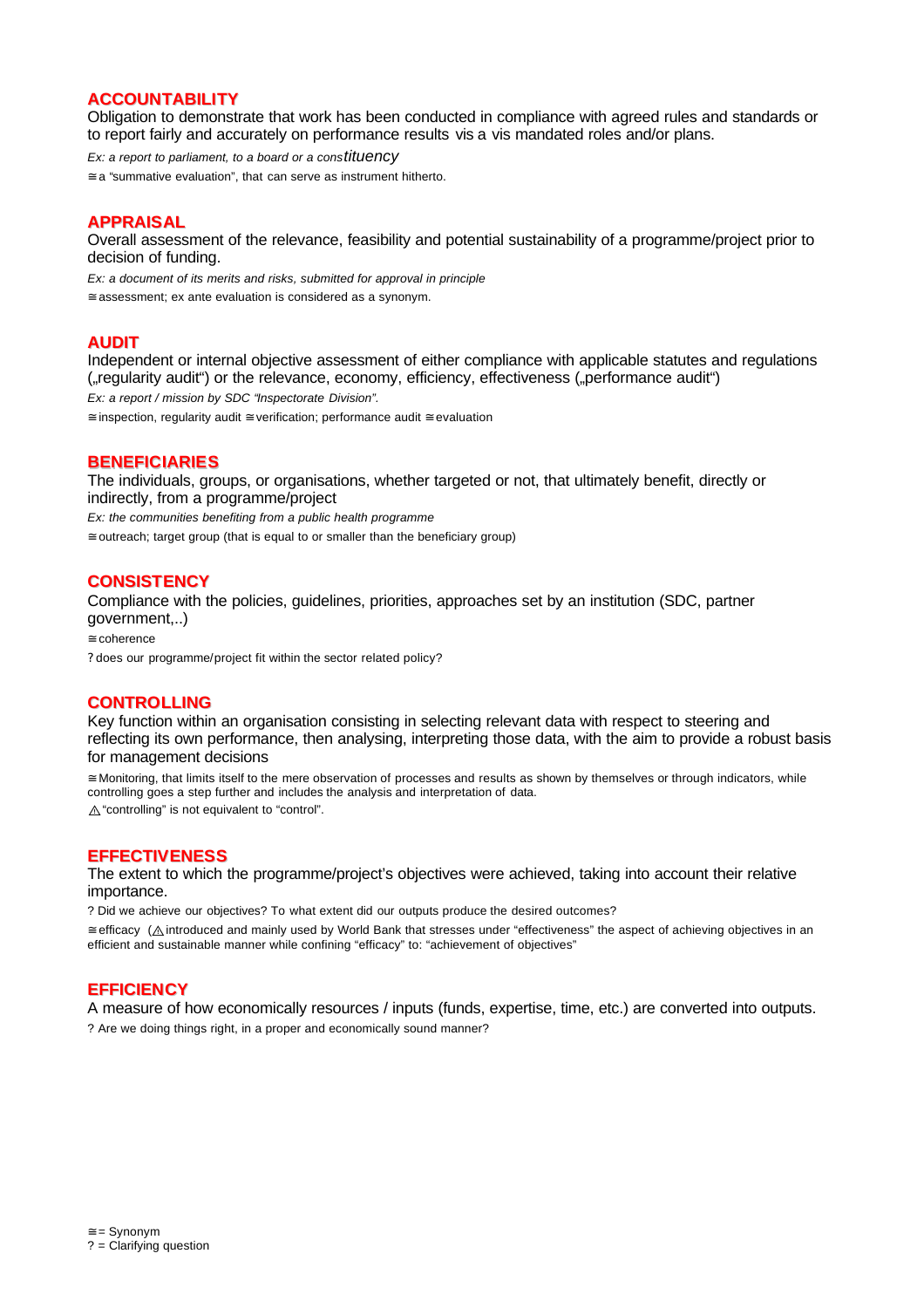## ACCOUNTABILITY

Obligation to demonstrate that work has been conducted in compliance with agreed rules and standards or to report fairly and accurately on performance results vis a vis mandated roles and/or plans.

*Ex: a report to parliament, to a board or a constituency*

≅ a "summative evaluation", that can serve as instrument hitherto.

## APPRAISAL

Overall assessment of the relevance, feasibility and potential sustainability of a programme/project prior to decision of funding.

*Ex: a document of its merits and risks, submitted for approval in principle*

≅ assessment; ex ante evaluation is considered as a synonym.

## AUDIT

Independent or internal objective assessment of either compliance with applicable statutes and regulations („regularity audit") or the relevance, economy, efficiency, effectiveness („performance audit")

*Ex: a report / mission by SDC "Inspectorate Division".*

≅ inspection, regularity audit ≅ verification; performance audit ≅ evaluation

## BENEFICIARIES

The individuals, groups, or organisations, whether targeted or not, that ultimately benefit, directly or indirectly, from a programme/project

*Ex: the communities benefiting from a public health programme*

≅ outreach; target group (that is equal to or smaller than the beneficiary group)

## CONSISTENCY

Compliance with the policies, guidelines, priorities, approaches set by an institution (SDC, partner government,..)

≅ coherence

? does our programme/project fit within the sector related policy?

## CONTROLLING

Key function within an organisation consisting in selecting relevant data with respect to steering and reflecting its own performance, then analysing, interpreting those data, with the aim to provide a robust basis for management decisions

≅ Monitoring, that limits itself to the mere observation of processes and results as shown by themselves or through indicators, while controlling goes a step further and includes the analysis and interpretation of data.

⚠ "controlling" is not equivalent to "control".

## EFFECTIVENESS

The extent to which the programme/project's objectives were achieved, taking into account their relative importance.

? Did we achieve our objectives? To what extent did our outputs produce the desired outcomes?

≅ efficacy (⚠ introduced and mainly used by World Bank that stresses under "effectiveness" the aspect of achieving objectives in an efficient and sustainable manner while confining "efficacy" to: "achievement of objectives"

## EFFICIENCY

A measure of how economically resources / inputs (funds, expertise, time, etc.) are converted into outputs.

? Are we doing things right, in a proper and economically sound manner?

≅ = Synonym
? = Clarifying question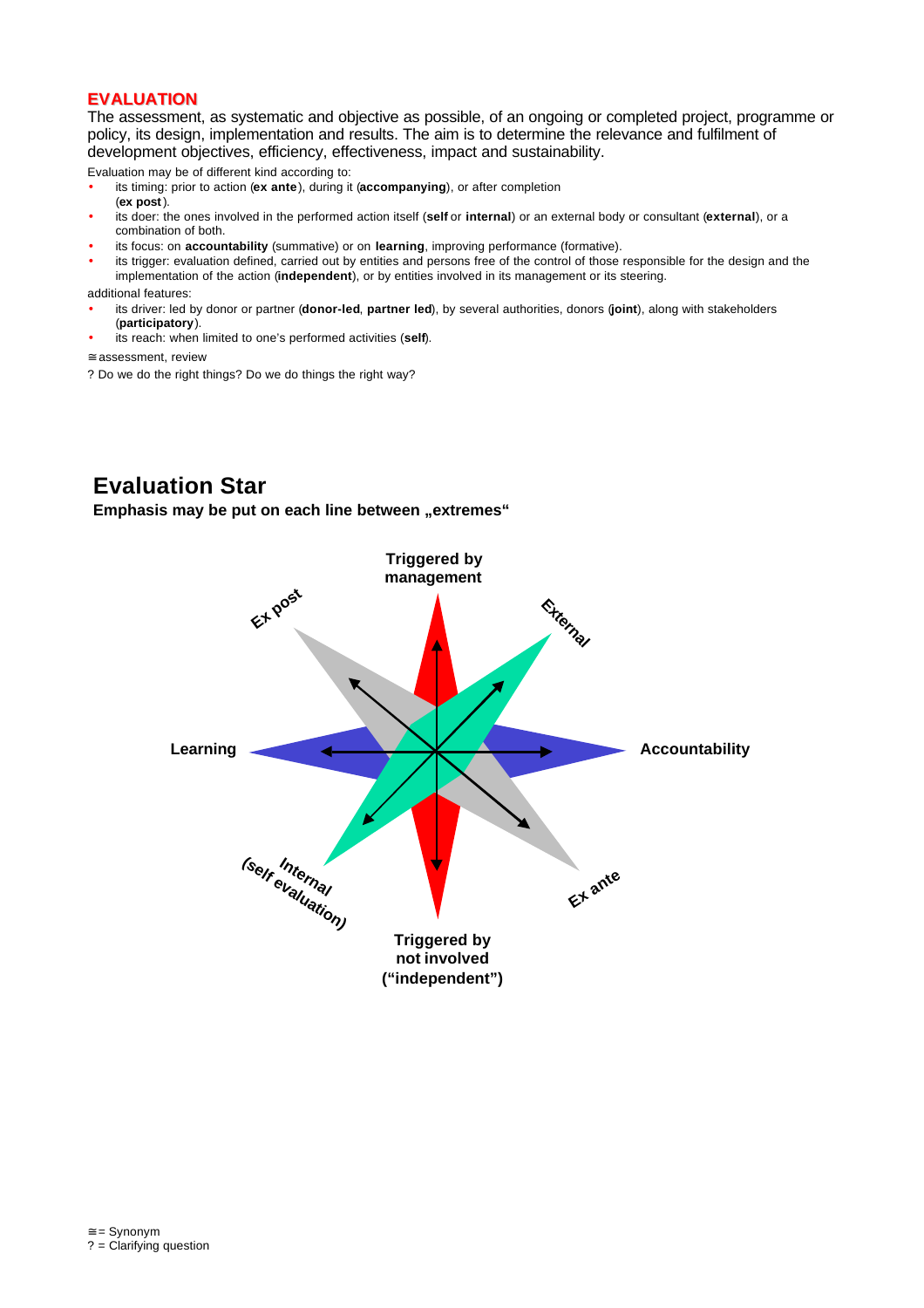## EVALUATION

The assessment, as systematic and objective as possible, of an ongoing or completed project, programme or policy, its design, implementation and results. The aim is to determine the relevance and fulfilment of development objectives, efficiency, effectiveness, impact and sustainability.

Evaluation may be of different kind according to:

- its timing: prior to action (**ex ante**), during it (**accompanying**), or after completion (**ex post**).
- its doer: the ones involved in the performed action itself (**self** or **internal**) or an external body or consultant (**external**), or a combination of both.
- its focus: on **accountability** (summative) or on **learning**, improving performance (formative).
- its trigger: evaluation defined, carried out by entities and persons free of the control of those responsible for the design and the implementation of the action (**independent**), or by entities involved in its management or its steering.

additional features:

- its driver: led by donor or partner (**donor-led**, **partner led**), by several authorities, donors (**joint**), along with stakeholders (**participatory**).
- its reach: when limited to one's performed activities (**self**).

≅ assessment, review

? Do we do the right things? Do we do things the right way?

## Evaluation Star

**Emphasis may be put on each line between „extremes“**

**Triggered by management**

Ex post

External

**Learning**

**Accountability**

Internal (self evaluation)

Ex ante

**Triggered by not involved (“independent”)**

≅ = Synonym
? = Clarifying question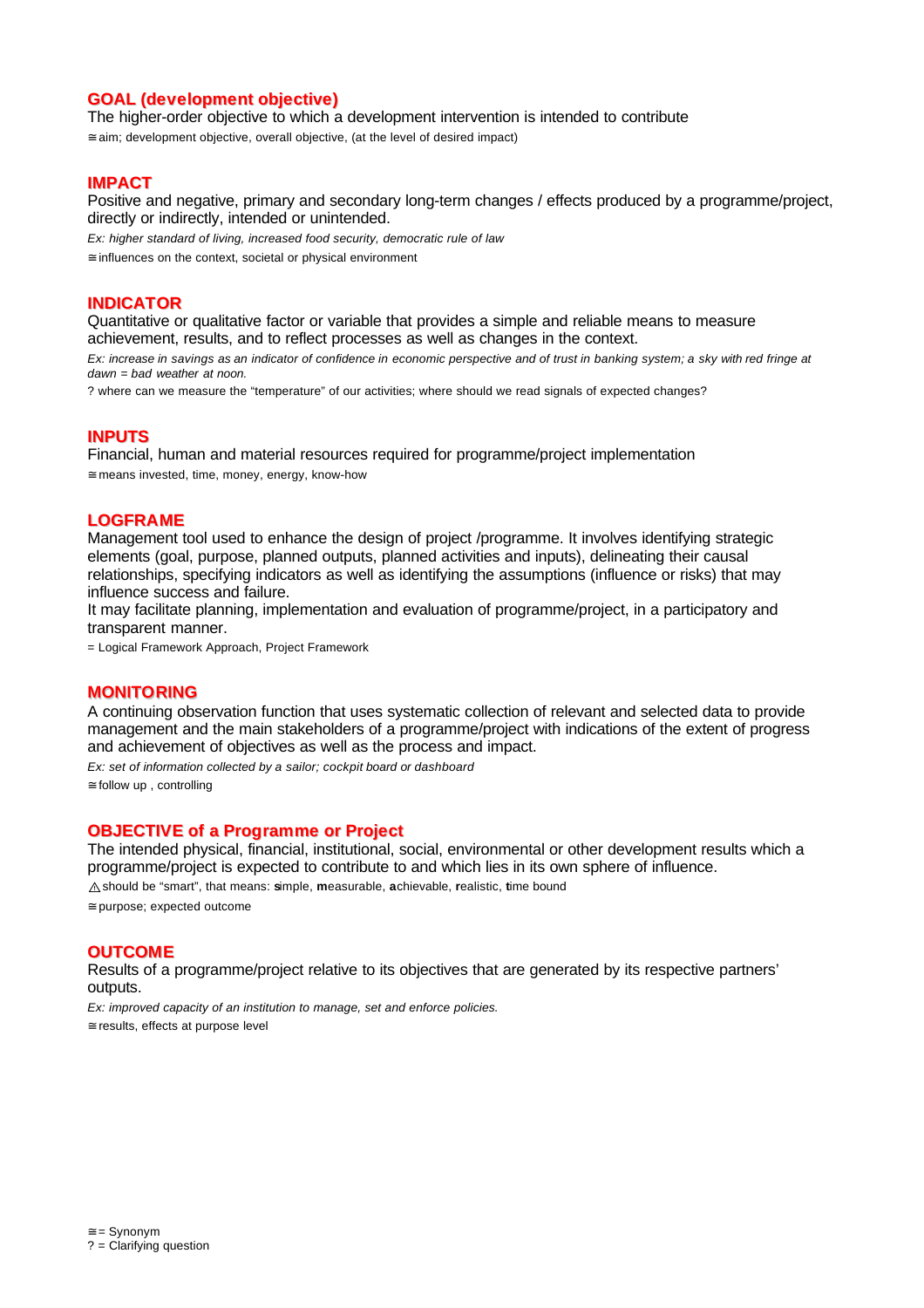## GOAL (development objective)

The higher-order objective to which a development intervention is intended to contribute

≅ aim; development objective, overall objective, (at the level of desired impact)

## IMPACT

Positive and negative, primary and secondary long-term changes / effects produced by a programme/project, directly or indirectly, intended or unintended.

*Ex: higher standard of living, increased food security, democratic rule of law*

≅ influences on the context, societal or physical environment

## INDICATOR

Quantitative or qualitative factor or variable that provides a simple and reliable means to measure achievement, results, and to reflect processes as well as changes in the context.

*Ex: increase in savings as an indicator of confidence in economic perspective and of trust in banking system; a sky with red fringe at dawn = bad weather at noon.*

? where can we measure the "temperature" of our activities; where should we read signals of expected changes?

## INPUTS

Financial, human and material resources required for programme/project implementation

≅ means invested, time, money, energy, know-how

## LOGFRAME

Management tool used to enhance the design of project /programme. It involves identifying strategic elements (goal, purpose, planned outputs, planned activities and inputs), delineating their causal relationships, specifying indicators as well as identifying the assumptions (influence or risks) that may influence success and failure.

It may facilitate planning, implementation and evaluation of programme/project, in a participatory and transparent manner.

= Logical Framework Approach, Project Framework

## MONITORING

A continuing observation function that uses systematic collection of relevant and selected data to provide management and the main stakeholders of a programme/project with indications of the extent of progress and achievement of objectives as well as the process and impact.

*Ex: set of information collected by a sailor; cockpit board or dashboard*

≅ follow up , controlling

## OBJECTIVE of a Programme or Project

The intended physical, financial, institutional, social, environmental or other development results which a programme/project is expected to contribute to and which lies in its own sphere of influence.

⚠ should be "smart", that means: **s**imple, **m**easurable, **a**chievable, **r**ealistic, **t**ime bound

≅ purpose; expected outcome

## OUTCOME

Results of a programme/project relative to its objectives that are generated by its respective partners' outputs.

*Ex: improved capacity of an institution to manage, set and enforce policies.*

≅ results, effects at purpose level

≅ = Synonym
? = Clarifying question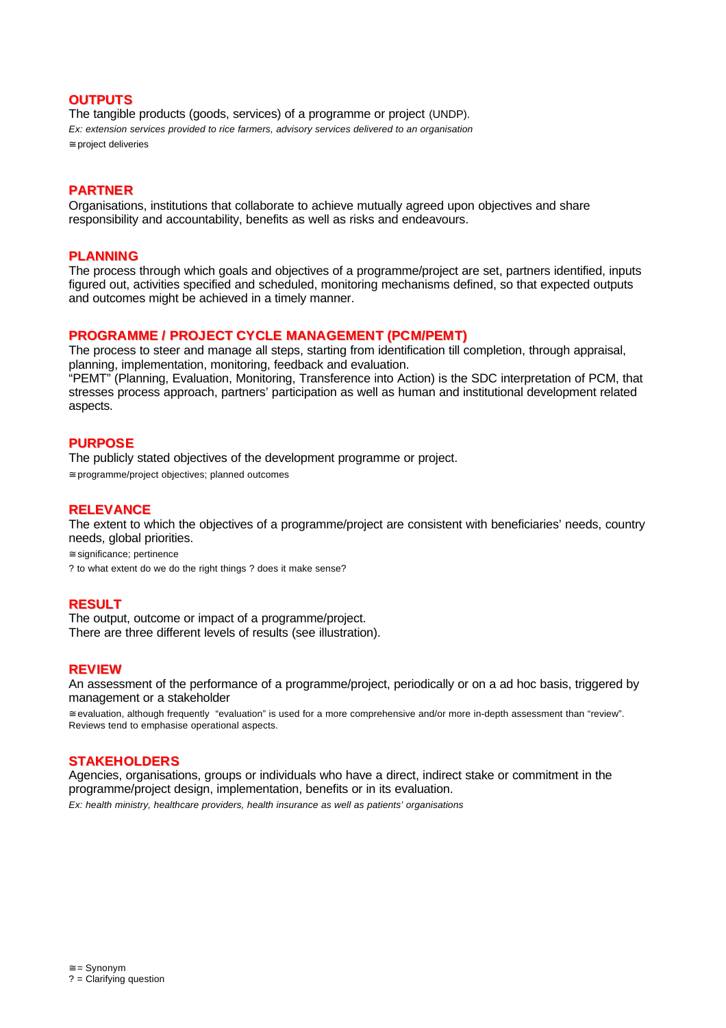## OUTPUTS

The tangible products (goods, services) of a programme or project (UNDP).

*Ex: extension services provided to rice farmers, advisory services delivered to an organisation*

≅ project deliveries

## PARTNER

Organisations, institutions that collaborate to achieve mutually agreed upon objectives and share responsibility and accountability, benefits as well as risks and endeavours.

## PLANNING

The process through which goals and objectives of a programme/project are set, partners identified, inputs figured out, activities specified and scheduled, monitoring mechanisms defined, so that expected outputs and outcomes might be achieved in a timely manner.

## PROGRAMME / PROJECT CYCLE MANAGEMENT (PCM/PEMT)

The process to steer and manage all steps, starting from identification till completion, through appraisal, planning, implementation, monitoring, feedback and evaluation.

"PEMT" (Planning, Evaluation, Monitoring, Transference into Action) is the SDC interpretation of PCM, that stresses process approach, partners' participation as well as human and institutional development related aspects.

## PURPOSE

The publicly stated objectives of the development programme or project.

≅ programme/project objectives; planned outcomes

## RELEVANCE

The extent to which the objectives of a programme/project are consistent with beneficiaries' needs, country needs, global priorities.

≅ significance; pertinence

? to what extent do we do the right things ? does it make sense?

## RESULT

The output, outcome or impact of a programme/project.

There are three different levels of results (see illustration).

## REVIEW

An assessment of the performance of a programme/project, periodically or on a ad hoc basis, triggered by management or a stakeholder

≅ evaluation, although frequently "evaluation" is used for a more comprehensive and/or more in-depth assessment than "review". Reviews tend to emphasise operational aspects.

## STAKEHOLDERS

Agencies, organisations, groups or individuals who have a direct, indirect stake or commitment in the programme/project design, implementation, benefits or in its evaluation.

*Ex: health ministry, healthcare providers, health insurance as well as patients' organisations*

≅ = Synonym

? = Clarifying question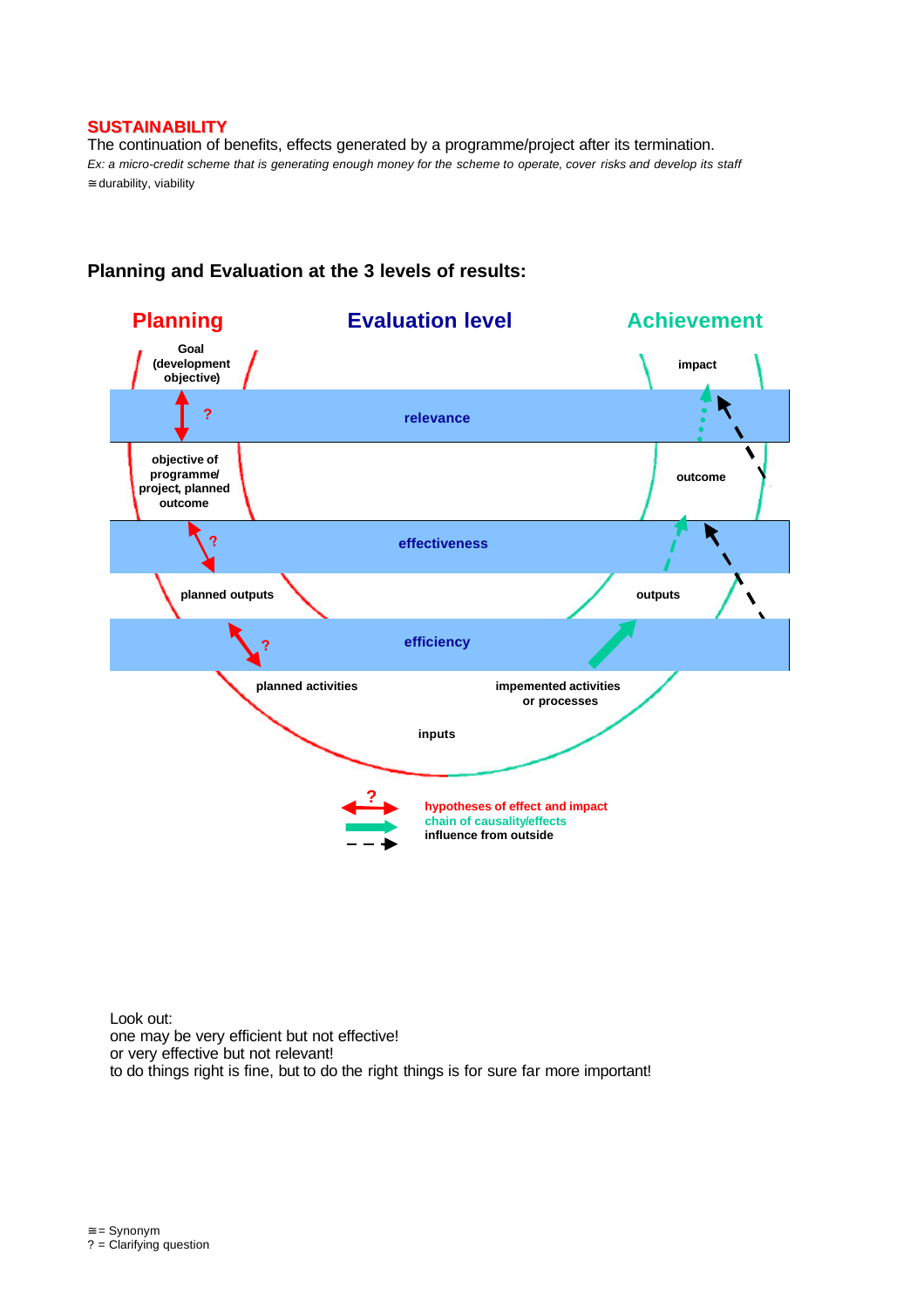**SUSTAINABILITY**

The continuation of benefits, effects generated by a programme/project after its termination.

*Ex: a micro-credit scheme that is generating enough money for the scheme to operate, cover risks and develop its staff*

≅ durability, viability

### Planning and Evaluation at the 3 levels of results:

| Planning | Evaluation level | Achievement |
| --- | --- | --- |
| Goal (development objective) | | impact |
| ? | relevance | |
| objective of programme/ project, planned outcome | | outcome |
| ? | effectiveness | |
| planned outputs | | outputs |
| ? | efficiency | |
| planned activities | inputs | impemented activities or processes |

- hypotheses of effect and impact
- chain of causality/effects
- influence from outside

Look out:
one may be very efficient but not effective!
or very effective but not relevant!
to do things right is fine, but to do the right things is for sure far more important!

≅ = Synonym
? = Clarifying question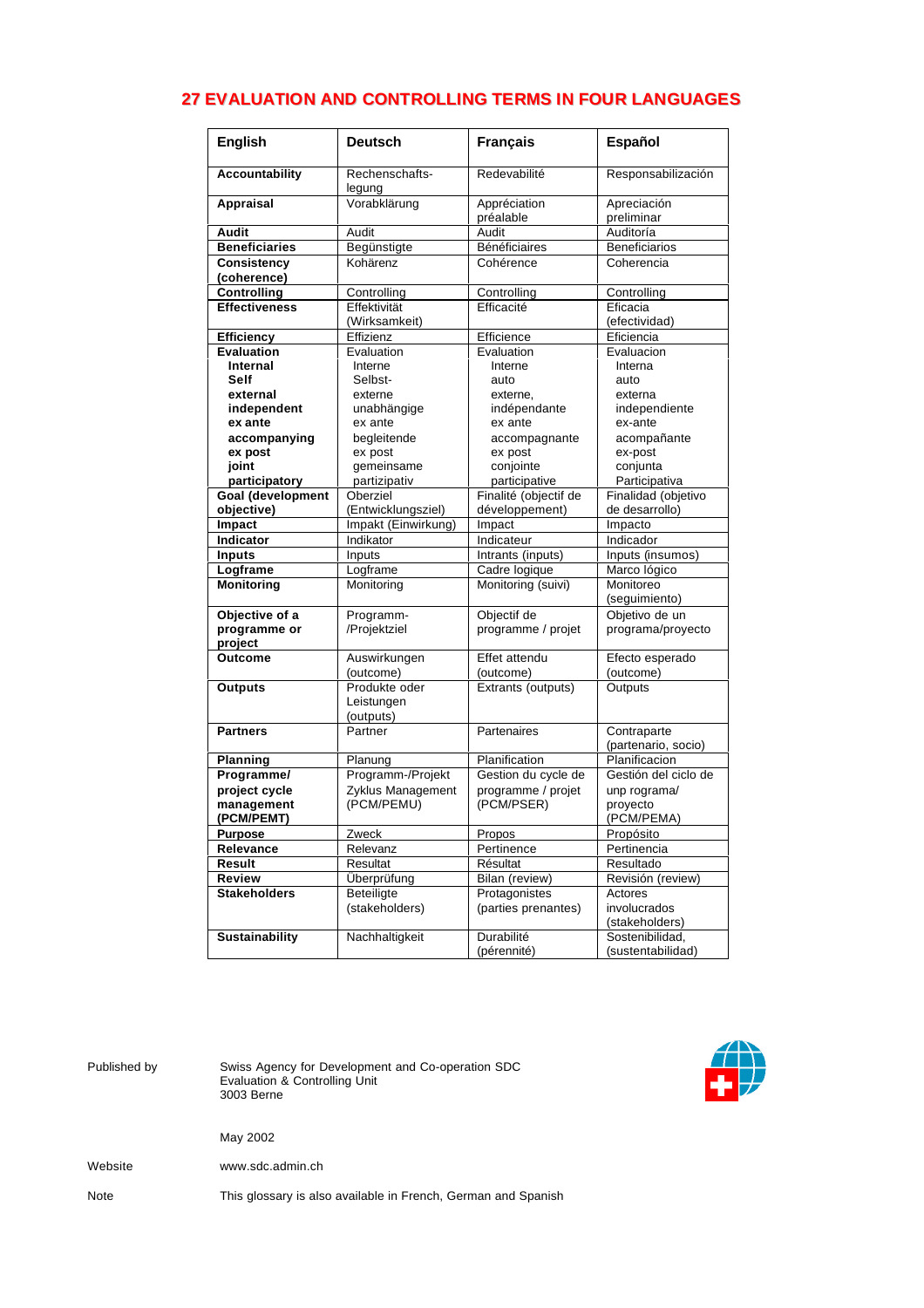# 27 EVALUATION AND CONTROLLING TERMS IN FOUR LANGUAGES

| English | Deutsch | Français | Español |
|---|---|---|---|
| **Accountability** | Rechenschafts-legung | Redevabilité | Responsabilización |
| **Appraisal** | Vorabklärung | Appréciation préalable | Apreciación preliminar |
| **Audit** | Audit | Audit | Auditoría |
| **Beneficiaries** | Begünstigte | Bénéficiaires | Beneficiarios |
| **Consistency (coherence)** | Kohärenz | Cohérence | Coherencia |
| **Controlling** | Controlling | Controlling | Controlling |
| **Effectiveness** | Effektivität (Wirksamkeit) | Efficacité | Eficacia (efectividad) |
| **Efficiency** | Effizienz | Efficience | Eficiencia |
| **Evaluation** | Evaluation | Evaluation | Evaluacion |
| **Internal** | Interne | Interne | Interna |
| **Self** | Selbst- | auto | auto |
| **external** | externe | externe, | externa |
| **independent** | unabhängige | indépendante | independiente |
| **ex ante** | ex ante | ex ante | ex-ante |
| **accompanying** | begleitende | accompagnante | acompañante |
| **ex post** | ex post | ex post | ex-post |
| **joint** | gemeinsame | conjointe | conjunta |
| **participatory** | partizipativ | participative | Participativa |
| **Goal (development objective)** | Oberziel (Entwicklungsziel) | Finalité (objectif de développement) | Finalidad (objetivo de desarrollo) |
| **Impact** | Impakt (Einwirkung) | Impact | Impacto |
| **Indicator** | Indikator | Indicateur | Indicador |
| **Inputs** | Inputs | Intrants (inputs) | Inputs (insumos) |
| **Logframe** | Logframe | Cadre logique | Marco lógico |
| **Monitoring** | Monitoring | Monitoring (suivi) | Monitoreo (seguimiento) |
| **Objective of a programme or project** | Programm-/Projektziel | Objectif de programme / projet | Objetivo de un programa/proyecto |
| **Outcome** | Auswirkungen (outcome) | Effet attendu (outcome) | Efecto esperado (outcome) |
| **Outputs** | Produkte oder Leistungen (outputs) | Extrants (outputs) | Outputs |
| **Partners** | Partner | Partenaires | Contraparte (partenario, socio) |
| **Planning** | Planung | Planification | Planificacion |
| **Programme/ project cycle management (PCM/PEMT)** | Programm-/Projekt Zyklus Management (PCM/PEMU) | Gestion du cycle de programme / projet (PCM/PSER) | Gestión del ciclo de unp rograma/ proyecto (PCM/PEMA) |
| **Purpose** | Zweck | Propos | Propósito |
| **Relevance** | Relevanz | Pertinence | Pertinencia |
| **Result** | Resultat | Résultat | Resultado |
| **Review** | Überprüfung | Bilan (review) | Revisión (review) |
| **Stakeholders** | Beteiligte (stakeholders) | Protagonistes (parties prenantes) | Actores involucrados (stakeholders) |
| **Sustainability** | Nachhaltigkeit | Durabilité (pérennité) | Sostenibilidad, (sustentabilidad) |

Published by Swiss Agency for Development and Co-operation SDC
Evaluation & Controlling Unit
3003 Berne

May 2002

Website www.sdc.admin.ch

Note This glossary is also available in French, German and Spanish